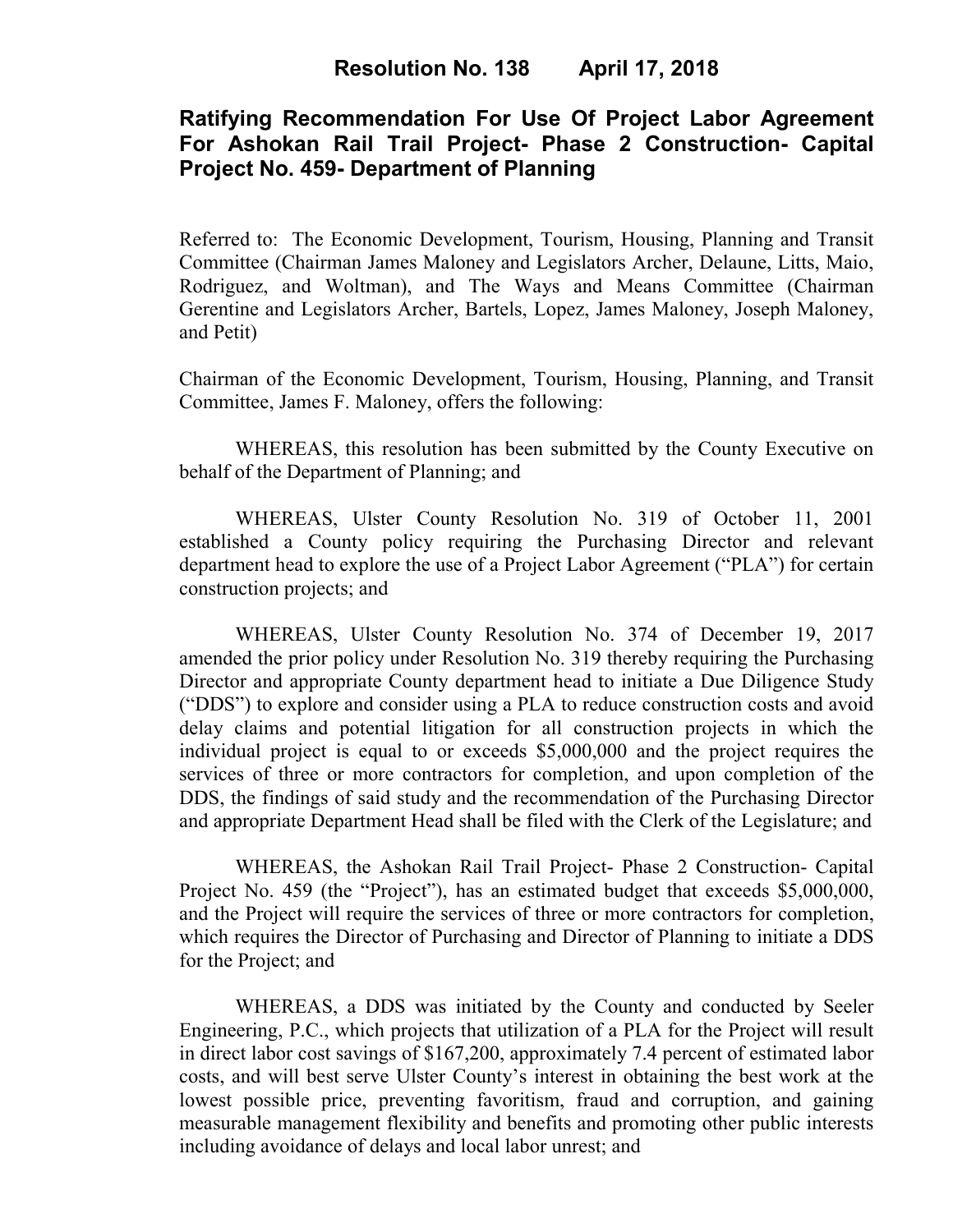# Resolution No. 138 April 17, 2018

## Ratifying Recommendation For Use Of Project Labor Agreement For Ashokan Rail Trail Project- Phase 2 Construction- Capital Project No. 459- Department of Planning

Referred to: The Economic Development, Tourism, Housing, Planning and Transit Committee (Chairman James Maloney and Legislators Archer, Delaune, Litts, Maio, Rodriguez, and Woltman), and The Ways and Means Committee (Chairman Gerentine and Legislators Archer, Bartels, Lopez, James Maloney, Joseph Maloney, and Petit)

Chairman of the Economic Development, Tourism, Housing, Planning, and Transit Committee, James F. Maloney, offers the following:

WHEREAS, this resolution has been submitted by the County Executive on behalf of the Department of Planning; and

WHEREAS, Ulster County Resolution No. 319 of October 11, 2001 established a County policy requiring the Purchasing Director and relevant department head to explore the use of a Project Labor Agreement ("PLA") for certain construction projects; and

WHEREAS, Ulster County Resolution No. 374 of December 19, 2017 amended the prior policy under Resolution No. 319 thereby requiring the Purchasing Director and appropriate County department head to initiate a Due Diligence Study ("DDS") to explore and consider using a PLA to reduce construction costs and avoid delay claims and potential litigation for all construction projects in which the individual project is equal to or exceeds $5,000,000 and the project requires the services of three or more contractors for completion, and upon completion of the DDS, the findings of said study and the recommendation of the Purchasing Director and appropriate Department Head shall be filed with the Clerk of the Legislature; and

WHEREAS, the Ashokan Rail Trail Project- Phase 2 Construction- Capital Project No. 459 (the "Project"), has an estimated budget that exceeds $5,000,000, and the Project will require the services of three or more contractors for completion, which requires the Director of Purchasing and Director of Planning to initiate a DDS for the Project; and

WHEREAS, a DDS was initiated by the County and conducted by Seeler Engineering, P.C., which projects that utilization of a PLA for the Project will result in direct labor cost savings of $167,200, approximately 7.4 percent of estimated labor costs, and will best serve Ulster County's interest in obtaining the best work at the lowest possible price, preventing favoritism, fraud and corruption, and gaining measurable management flexibility and benefits and promoting other public interests including avoidance of delays and local labor unrest; and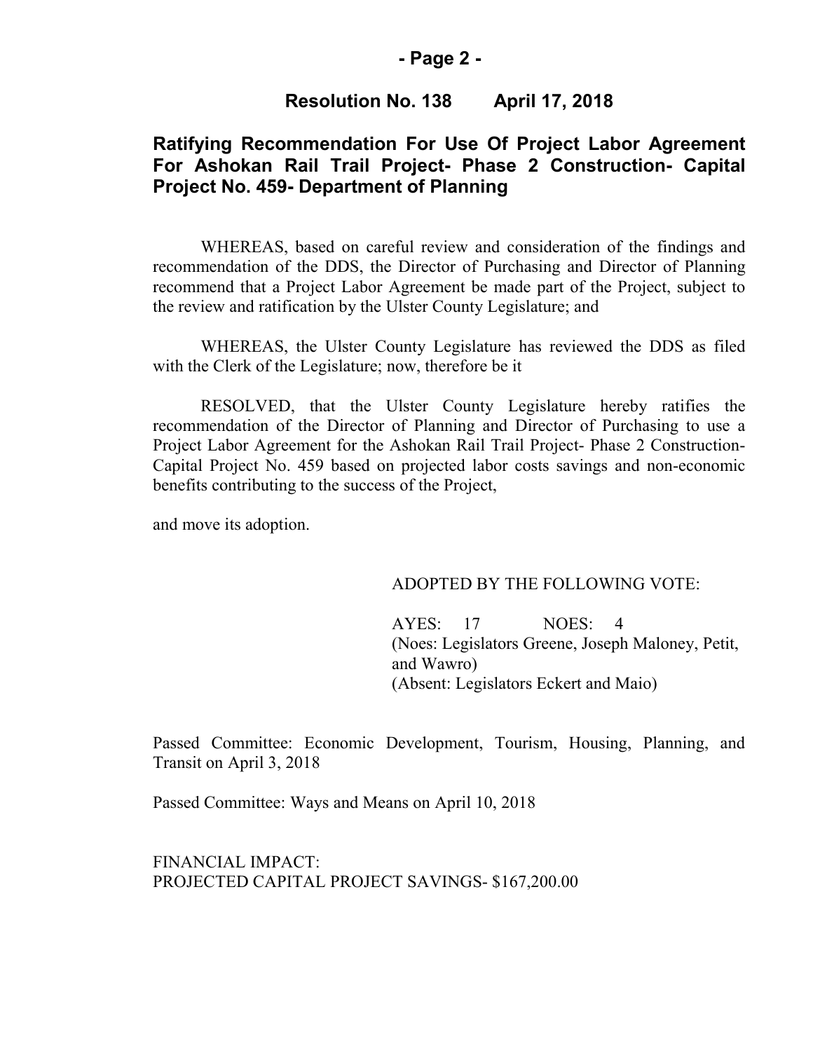## Resolution No. 138 April 17, 2018

## Ratifying Recommendation For Use Of Project Labor Agreement For Ashokan Rail Trail Project- Phase 2 Construction- Capital Project No. 459- Department of Planning

WHEREAS, based on careful review and consideration of the findings and recommendation of the DDS, the Director of Purchasing and Director of Planning recommend that a Project Labor Agreement be made part of the Project, subject to the review and ratification by the Ulster County Legislature; and

WHEREAS, the Ulster County Legislature has reviewed the DDS as filed with the Clerk of the Legislature; now, therefore be it

RESOLVED, that the Ulster County Legislature hereby ratifies the recommendation of the Director of Planning and Director of Purchasing to use a Project Labor Agreement for the Ashokan Rail Trail Project- Phase 2 Construction- Capital Project No. 459 based on projected labor costs savings and non-economic benefits contributing to the success of the Project,

and move its adoption.

ADOPTED BY THE FOLLOWING VOTE:

AYES: 17 NOES: 4
(Noes: Legislators Greene, Joseph Maloney, Petit, and Wawro)
(Absent: Legislators Eckert and Maio)

Passed Committee: Economic Development, Tourism, Housing, Planning, and Transit on April 3, 2018

Passed Committee: Ways and Means on April 10, 2018

FINANCIAL IMPACT:
PROJECTED CAPITAL PROJECT SAVINGS- $167,200.00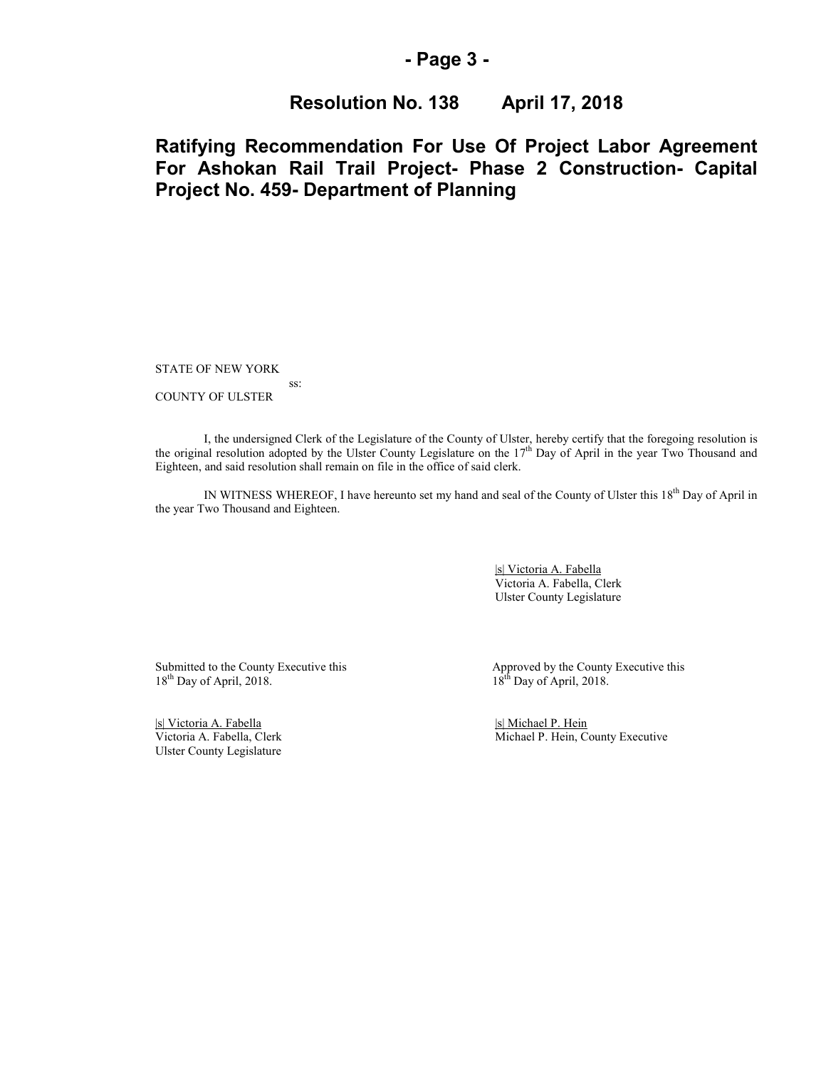## Resolution No. 138 April 17, 2018

# Ratifying Recommendation For Use Of Project Labor Agreement For Ashokan Rail Trail Project- Phase 2 Construction- Capital Project No. 459- Department of Planning

STATE OF NEW YORK
ss:
COUNTY OF ULSTER

I, the undersigned Clerk of the Legislature of the County of Ulster, hereby certify that the foregoing resolution is the original resolution adopted by the Ulster County Legislature on the 17th Day of April in the year Two Thousand and Eighteen, and said resolution shall remain on file in the office of said clerk.

IN WITNESS WHEREOF, I have hereunto set my hand and seal of the County of Ulster this 18th Day of April in the year Two Thousand and Eighteen.

|s| Victoria A. Fabella
Victoria A. Fabella, Clerk
Ulster County Legislature

Submitted to the County Executive this
18th Day of April, 2018.

|s| Victoria A. Fabella
Victoria A. Fabella, Clerk
Ulster County Legislature

Approved by the County Executive this
18th Day of April, 2018.

|s| Michael P. Hein
Michael P. Hein, County Executive